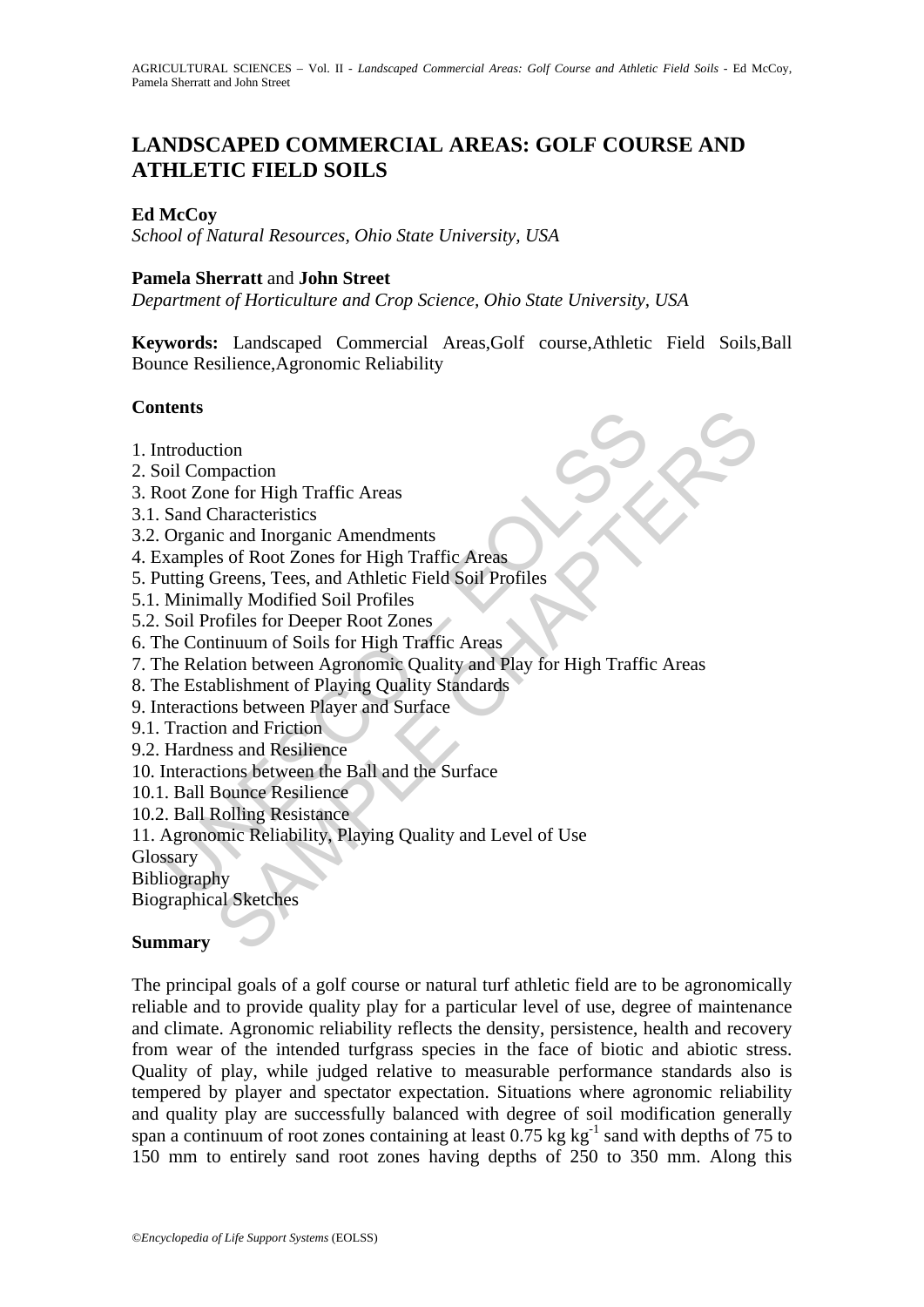# LANDSCAPED COMMERCIAL AREAS: GOLF COURSE AND ATHLETIC FIELD SOILS

**Ed McCoy**
*School of Natural Resources, Ohio State University, USA*

**Pamela Sherratt** and **John Street**
*Department of Horticulture and Crop Science, Ohio State University, USA*

**Keywords:** Landscaped Commercial Areas,Golf course,Athletic Field Soils,Ball Bounce Resilience,Agronomic Reliability

## Contents

1. Introduction
2. Soil Compaction
3. Root Zone for High Traffic Areas
3.1. Sand Characteristics
3.2. Organic and Inorganic Amendments
4. Examples of Root Zones for High Traffic Areas
5. Putting Greens, Tees, and Athletic Field Soil Profiles
5.1. Minimally Modified Soil Profiles
5.2. Soil Profiles for Deeper Root Zones
6. The Continuum of Soils for High Traffic Areas
7. The Relation between Agronomic Quality and Play for High Traffic Areas
8. The Establishment of Playing Quality Standards
9. Interactions between Player and Surface
9.1. Traction and Friction
9.2. Hardness and Resilience
10. Interactions between the Ball and the Surface
10.1. Ball Bounce Resilience
10.2. Ball Rolling Resistance
11. Agronomic Reliability, Playing Quality and Level of Use

Glossary
Bibliography
Biographical Sketches

## Summary

The principal goals of a golf course or natural turf athletic field are to be agronomically reliable and to provide quality play for a particular level of use, degree of maintenance and climate. Agronomic reliability reflects the density, persistence, health and recovery from wear of the intended turfgrass species in the face of biotic and abiotic stress. Quality of play, while judged relative to measurable performance standards also is tempered by player and spectator expectation. Situations where agronomic reliability and quality play are successfully balanced with degree of soil modification generally span a continuum of root zones containing at least 0.75 kg $kg^{-1}$ sand with depths of 75 to 150 mm to entirely sand root zones having depths of 250 to 350 mm. Along this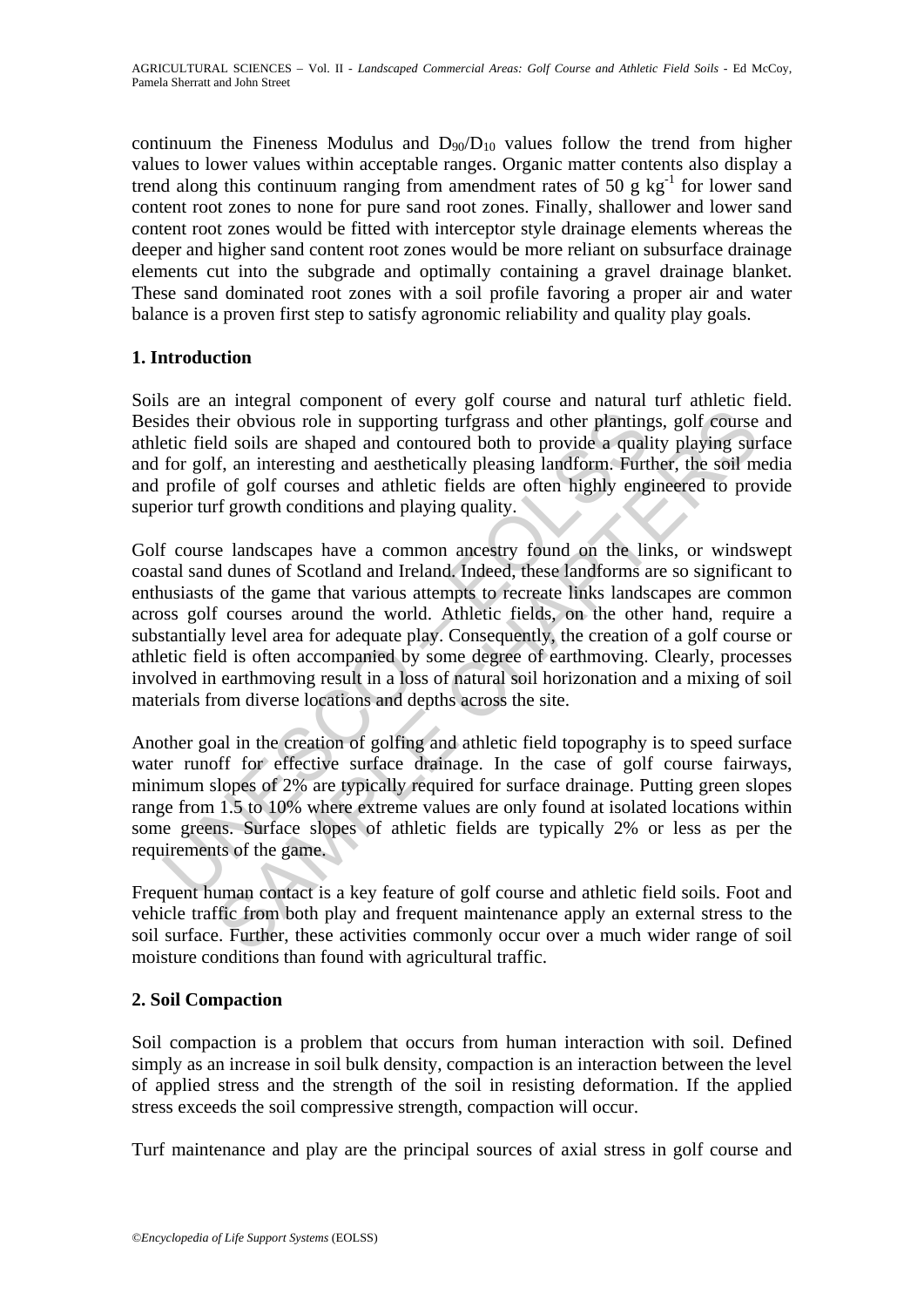continuum the Fineness Modulus and $D_{90}/D_{10}$ values follow the trend from higher values to lower values within acceptable ranges. Organic matter contents also display a trend along this continuum ranging from amendment rates of 50 g $kg^{-1}$ for lower sand content root zones to none for pure sand root zones. Finally, shallower and lower sand content root zones would be fitted with interceptor style drainage elements whereas the deeper and higher sand content root zones would be more reliant on subsurface drainage elements cut into the subgrade and optimally containing a gravel drainage blanket. These sand dominated root zones with a soil profile favoring a proper air and water balance is a proven first step to satisfy agronomic reliability and quality play goals.

## 1. Introduction

Soils are an integral component of every golf course and natural turf athletic field. Besides their obvious role in supporting turfgrass and other plantings, golf course and athletic field soils are shaped and contoured both to provide a quality playing surface and for golf, an interesting and aesthetically pleasing landform. Further, the soil media and profile of golf courses and athletic fields are often highly engineered to provide superior turf growth conditions and playing quality.

Golf course landscapes have a common ancestry found on the links, or windswept coastal sand dunes of Scotland and Ireland. Indeed, these landforms are so significant to enthusiasts of the game that various attempts to recreate links landscapes are common across golf courses around the world. Athletic fields, on the other hand, require a substantially level area for adequate play. Consequently, the creation of a golf course or athletic field is often accompanied by some degree of earthmoving. Clearly, processes involved in earthmoving result in a loss of natural soil horizonation and a mixing of soil materials from diverse locations and depths across the site.

Another goal in the creation of golfing and athletic field topography is to speed surface water runoff for effective surface drainage. In the case of golf course fairways, minimum slopes of 2% are typically required for surface drainage. Putting green slopes range from 1.5 to 10% where extreme values are only found at isolated locations within some greens. Surface slopes of athletic fields are typically 2% or less as per the requirements of the game.

Frequent human contact is a key feature of golf course and athletic field soils. Foot and vehicle traffic from both play and frequent maintenance apply an external stress to the soil surface. Further, these activities commonly occur over a much wider range of soil moisture conditions than found with agricultural traffic.

## 2. Soil Compaction

Soil compaction is a problem that occurs from human interaction with soil. Defined simply as an increase in soil bulk density, compaction is an interaction between the level of applied stress and the strength of the soil in resisting deformation. If the applied stress exceeds the soil compressive strength, compaction will occur.

Turf maintenance and play are the principal sources of axial stress in golf course and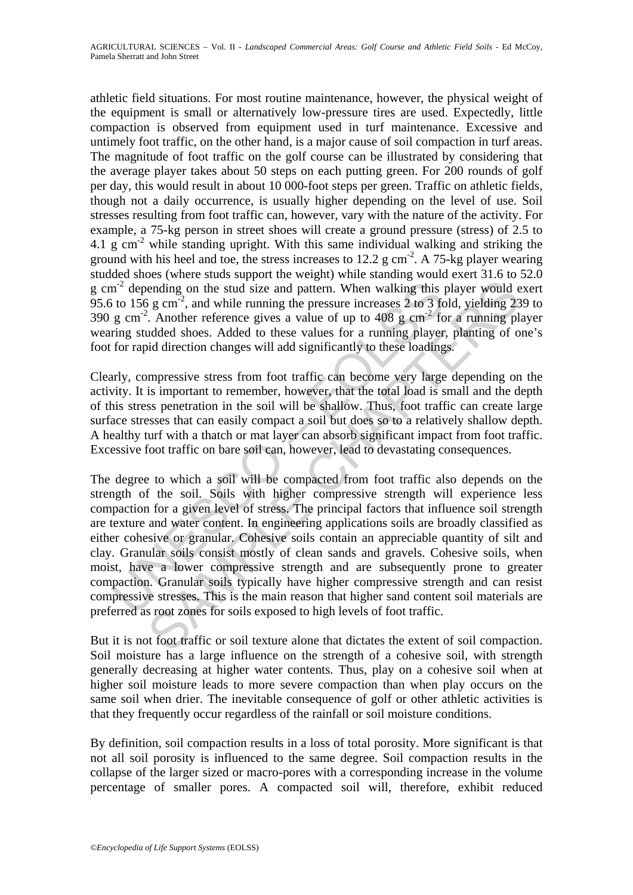athletic field situations. For most routine maintenance, however, the physical weight of the equipment is small or alternatively low-pressure tires are used. Expectedly, little compaction is observed from equipment used in turf maintenance. Excessive and untimely foot traffic, on the other hand, is a major cause of soil compaction in turf areas. The magnitude of foot traffic on the golf course can be illustrated by considering that the average player takes about 50 steps on each putting green. For 200 rounds of golf per day, this would result in about 10 000-foot steps per green. Traffic on athletic fields, though not a daily occurrence, is usually higher depending on the level of use. Soil stresses resulting from foot traffic can, however, vary with the nature of the activity. For example, a 75-kg person in street shoes will create a ground pressure (stress) of 2.5 to 4.1 g cm$^{-2}$ while standing upright. With this same individual walking and striking the ground with his heel and toe, the stress increases to 12.2 g cm$^{-2}$. A 75-kg player wearing studded shoes (where studs support the weight) while standing would exert 31.6 to 52.0 g cm$^{-2}$ depending on the stud size and pattern. When walking this player would exert 95.6 to 156 g cm$^{-2}$, and while running the pressure increases 2 to 3 fold, yielding 239 to 390 g cm$^{-2}$. Another reference gives a value of up to 408 g cm$^{-2}$ for a running player wearing studded shoes. Added to these values for a running player, planting of one's foot for rapid direction changes will add significantly to these loadings.

Clearly, compressive stress from foot traffic can become very large depending on the activity. It is important to remember, however, that the total load is small and the depth of this stress penetration in the soil will be shallow. Thus, foot traffic can create large surface stresses that can easily compact a soil but does so to a relatively shallow depth. A healthy turf with a thatch or mat layer can absorb significant impact from foot traffic. Excessive foot traffic on bare soil can, however, lead to devastating consequences.

The degree to which a soil will be compacted from foot traffic also depends on the strength of the soil. Soils with higher compressive strength will experience less compaction for a given level of stress. The principal factors that influence soil strength are texture and water content. In engineering applications soils are broadly classified as either cohesive or granular. Cohesive soils contain an appreciable quantity of silt and clay. Granular soils consist mostly of clean sands and gravels. Cohesive soils, when moist, have a lower compressive strength and are subsequently prone to greater compaction. Granular soils typically have higher compressive strength and can resist compressive stresses. This is the main reason that higher sand content soil materials are preferred as root zones for soils exposed to high levels of foot traffic.

But it is not foot traffic or soil texture alone that dictates the extent of soil compaction. Soil moisture has a large influence on the strength of a cohesive soil, with strength generally decreasing at higher water contents. Thus, play on a cohesive soil when at higher soil moisture leads to more severe compaction than when play occurs on the same soil when drier. The inevitable consequence of golf or other athletic activities is that they frequently occur regardless of the rainfall or soil moisture conditions.

By definition, soil compaction results in a loss of total porosity. More significant is that not all soil porosity is influenced to the same degree. Soil compaction results in the collapse of the larger sized or macro-pores with a corresponding increase in the volume percentage of smaller pores. A compacted soil will, therefore, exhibit reduced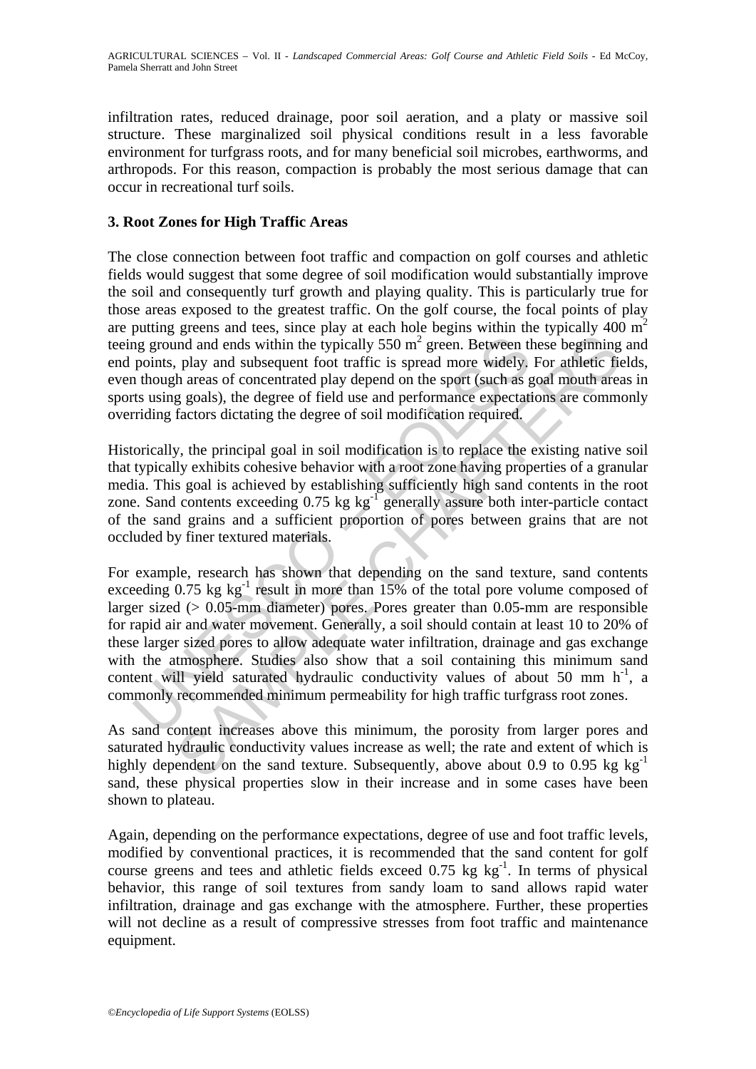infiltration rates, reduced drainage, poor soil aeration, and a platy or massive soil structure. These marginalized soil physical conditions result in a less favorable environment for turfgrass roots, and for many beneficial soil microbes, earthworms, and arthropods. For this reason, compaction is probably the most serious damage that can occur in recreational turf soils.

## 3. Root Zones for High Traffic Areas

The close connection between foot traffic and compaction on golf courses and athletic fields would suggest that some degree of soil modification would substantially improve the soil and consequently turf growth and playing quality. This is particularly true for those areas exposed to the greatest traffic. On the golf course, the focal points of play are putting greens and tees, since play at each hole begins within the typically 400 $m^2$ teeing ground and ends within the typically 550 $m^2$ green. Between these beginning and end points, play and subsequent foot traffic is spread more widely. For athletic fields, even though areas of concentrated play depend on the sport (such as goal mouth areas in sports using goals), the degree of field use and performance expectations are commonly overriding factors dictating the degree of soil modification required.

Historically, the principal goal in soil modification is to replace the existing native soil that typically exhibits cohesive behavior with a root zone having properties of a granular media. This goal is achieved by establishing sufficiently high sand contents in the root zone. Sand contents exceeding 0.75 kg $kg^{-1}$ generally assure both inter-particle contact of the sand grains and a sufficient proportion of pores between grains that are not occluded by finer textured materials.

For example, research has shown that depending on the sand texture, sand contents exceeding 0.75 kg $kg^{-1}$ result in more than 15% of the total pore volume composed of larger sized (> 0.05-mm diameter) pores. Pores greater than 0.05-mm are responsible for rapid air and water movement. Generally, a soil should contain at least 10 to 20% of these larger sized pores to allow adequate water infiltration, drainage and gas exchange with the atmosphere. Studies also show that a soil containing this minimum sand content will yield saturated hydraulic conductivity values of about 50 mm $h^{-1}$, a commonly recommended minimum permeability for high traffic turfgrass root zones.

As sand content increases above this minimum, the porosity from larger pores and saturated hydraulic conductivity values increase as well; the rate and extent of which is highly dependent on the sand texture. Subsequently, above about 0.9 to 0.95 kg $kg^{-1}$ sand, these physical properties slow in their increase and in some cases have been shown to plateau.

Again, depending on the performance expectations, degree of use and foot traffic levels, modified by conventional practices, it is recommended that the sand content for golf course greens and tees and athletic fields exceed 0.75 kg $kg^{-1}$. In terms of physical behavior, this range of soil textures from sandy loam to sand allows rapid water infiltration, drainage and gas exchange with the atmosphere. Further, these properties will not decline as a result of compressive stresses from foot traffic and maintenance equipment.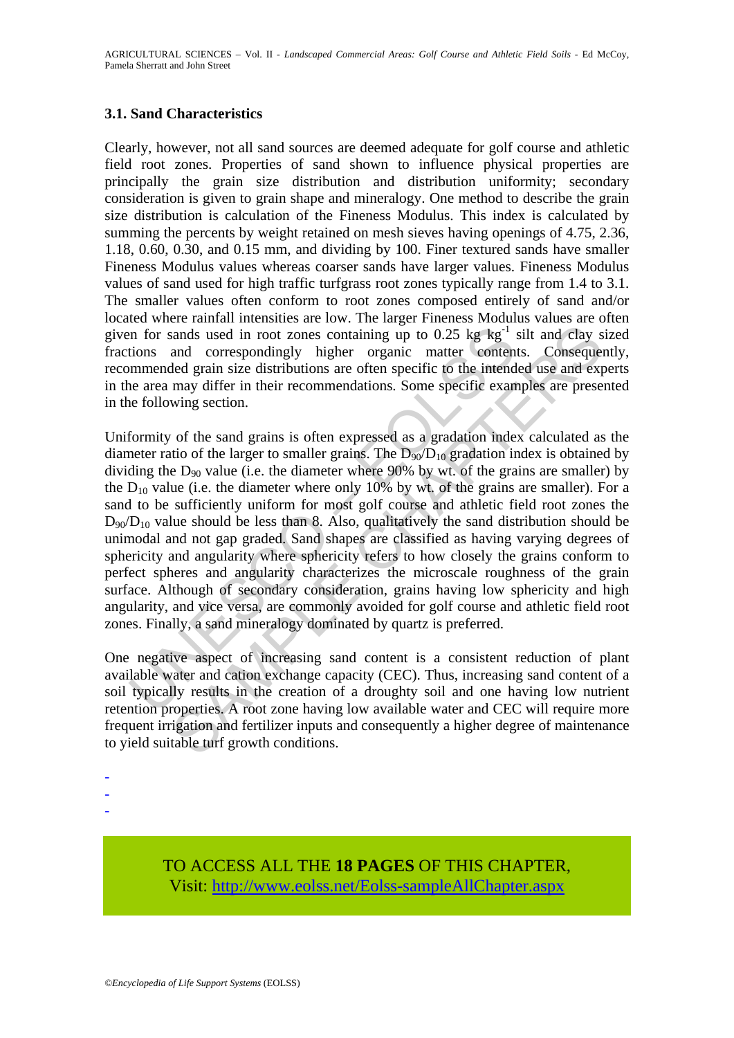### 3.1. Sand Characteristics

Clearly, however, not all sand sources are deemed adequate for golf course and athletic field root zones. Properties of sand shown to influence physical properties are principally the grain size distribution and distribution uniformity; secondary consideration is given to grain shape and mineralogy. One method to describe the grain size distribution is calculation of the Fineness Modulus. This index is calculated by summing the percents by weight retained on mesh sieves having openings of 4.75, 2.36, 1.18, 0.60, 0.30, and 0.15 mm, and dividing by 100. Finer textured sands have smaller Fineness Modulus values whereas coarser sands have larger values. Fineness Modulus values of sand used for high traffic turfgrass root zones typically range from 1.4 to 3.1. The smaller values often conform to root zones composed entirely of sand and/or located where rainfall intensities are low. The larger Fineness Modulus values are often given for sands used in root zones containing up to 0.25 kg $kg^{-1}$ silt and clay sized fractions and correspondingly higher organic matter contents. Consequently, recommended grain size distributions are often specific to the intended use and experts in the area may differ in their recommendations. Some specific examples are presented in the following section.

Uniformity of the sand grains is often expressed as a gradation index calculated as the diameter ratio of the larger to smaller grains. The $D_{90}/D_{10}$ gradation index is obtained by dividing the $D_{90}$ value (i.e. the diameter where 90% by wt. of the grains are smaller) by the $D_{10}$ value (i.e. the diameter where only 10% by wt. of the grains are smaller). For a sand to be sufficiently uniform for most golf course and athletic field root zones the $D_{90}/D_{10}$ value should be less than 8. Also, qualitatively the sand distribution should be unimodal and not gap graded. Sand shapes are classified as having varying degrees of sphericity and angularity where sphericity refers to how closely the grains conform to perfect spheres and angularity characterizes the microscale roughness of the grain surface. Although of secondary consideration, grains having low sphericity and high angularity, and vice versa, are commonly avoided for golf course and athletic field root zones. Finally, a sand mineralogy dominated by quartz is preferred.

One negative aspect of increasing sand content is a consistent reduction of plant available water and cation exchange capacity (CEC). Thus, increasing sand content of a soil typically results in the creation of a droughty soil and one having low nutrient retention properties. A root zone having low available water and CEC will require more frequent irrigation and fertilizer inputs and consequently a higher degree of maintenance to yield suitable turf growth conditions.

-
-
-

TO ACCESS ALL THE **18 PAGES** OF THIS CHAPTER,
Visit: http://www.eolss.net/Eolss-sampleAllChapter.aspx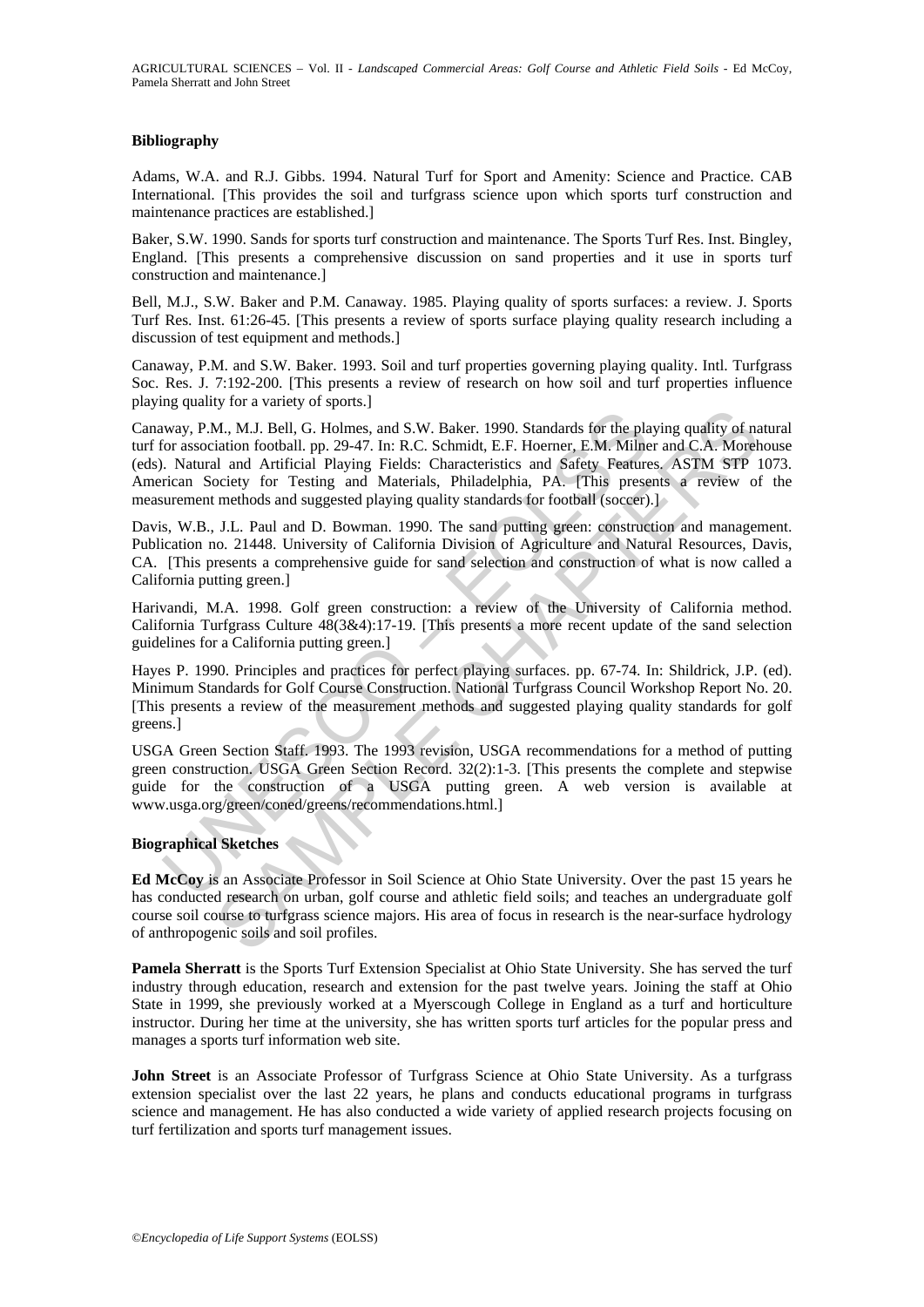### Bibliography

Adams, W.A. and R.J. Gibbs. 1994. Natural Turf for Sport and Amenity: Science and Practice. CAB International. [This provides the soil and turfgrass science upon which sports turf construction and maintenance practices are established.]

Baker, S.W. 1990. Sands for sports turf construction and maintenance. The Sports Turf Res. Inst. Bingley, England. [This presents a comprehensive discussion on sand properties and it use in sports turf construction and maintenance.]

Bell, M.J., S.W. Baker and P.M. Canaway. 1985. Playing quality of sports surfaces: a review. J. Sports Turf Res. Inst. 61:26-45. [This presents a review of sports surface playing quality research including a discussion of test equipment and methods.]

Canaway, P.M. and S.W. Baker. 1993. Soil and turf properties governing playing quality. Intl. Turfgrass Soc. Res. J. 7:192-200. [This presents a review of research on how soil and turf properties influence playing quality for a variety of sports.]

Canaway, P.M., M.J. Bell, G. Holmes, and S.W. Baker. 1990. Standards for the playing quality of natural turf for association football. pp. 29-47. In: R.C. Schmidt, E.F. Hoerner, E.M. Milner and C.A. Morehouse (eds). Natural and Artificial Playing Fields: Characteristics and Safety Features. ASTM STP 1073. American Society for Testing and Materials, Philadelphia, PA. [This presents a review of the measurement methods and suggested playing quality standards for football (soccer).]

Davis, W.B., J.L. Paul and D. Bowman. 1990. The sand putting green: construction and management. Publication no. 21448. University of California Division of Agriculture and Natural Resources, Davis, CA. [This presents a comprehensive guide for sand selection and construction of what is now called a California putting green.]

Harivandi, M.A. 1998. Golf green construction: a review of the University of California method. California Turfgrass Culture 48(3&4):17-19. [This presents a more recent update of the sand selection guidelines for a California putting green.]

Hayes P. 1990. Principles and practices for perfect playing surfaces. pp. 67-74. In: Shildrick, J.P. (ed). Minimum Standards for Golf Course Construction. National Turfgrass Council Workshop Report No. 20. [This presents a review of the measurement methods and suggested playing quality standards for golf greens.]

USGA Green Section Staff. 1993. The 1993 revision, USGA recommendations for a method of putting green construction. USGA Green Section Record. 32(2):1-3. [This presents the complete and stepwise guide for the construction of a USGA putting green. A web version is available at www.usga.org/green/coned/greens/recommendations.html.]

### Biographical Sketches

**Ed McCoy** is an Associate Professor in Soil Science at Ohio State University. Over the past 15 years he has conducted research on urban, golf course and athletic field soils; and teaches an undergraduate golf course soil course to turfgrass science majors. His area of focus in research is the near-surface hydrology of anthropogenic soils and soil profiles.

**Pamela Sherratt** is the Sports Turf Extension Specialist at Ohio State University. She has served the turf industry through education, research and extension for the past twelve years. Joining the staff at Ohio State in 1999, she previously worked at a Myerscough College in England as a turf and horticulture instructor. During her time at the university, she has written sports turf articles for the popular press and manages a sports turf information web site.

**John Street** is an Associate Professor of Turfgrass Science at Ohio State University. As a turfgrass extension specialist over the last 22 years, he plans and conducts educational programs in turfgrass science and management. He has also conducted a wide variety of applied research projects focusing on turf fertilization and sports turf management issues.